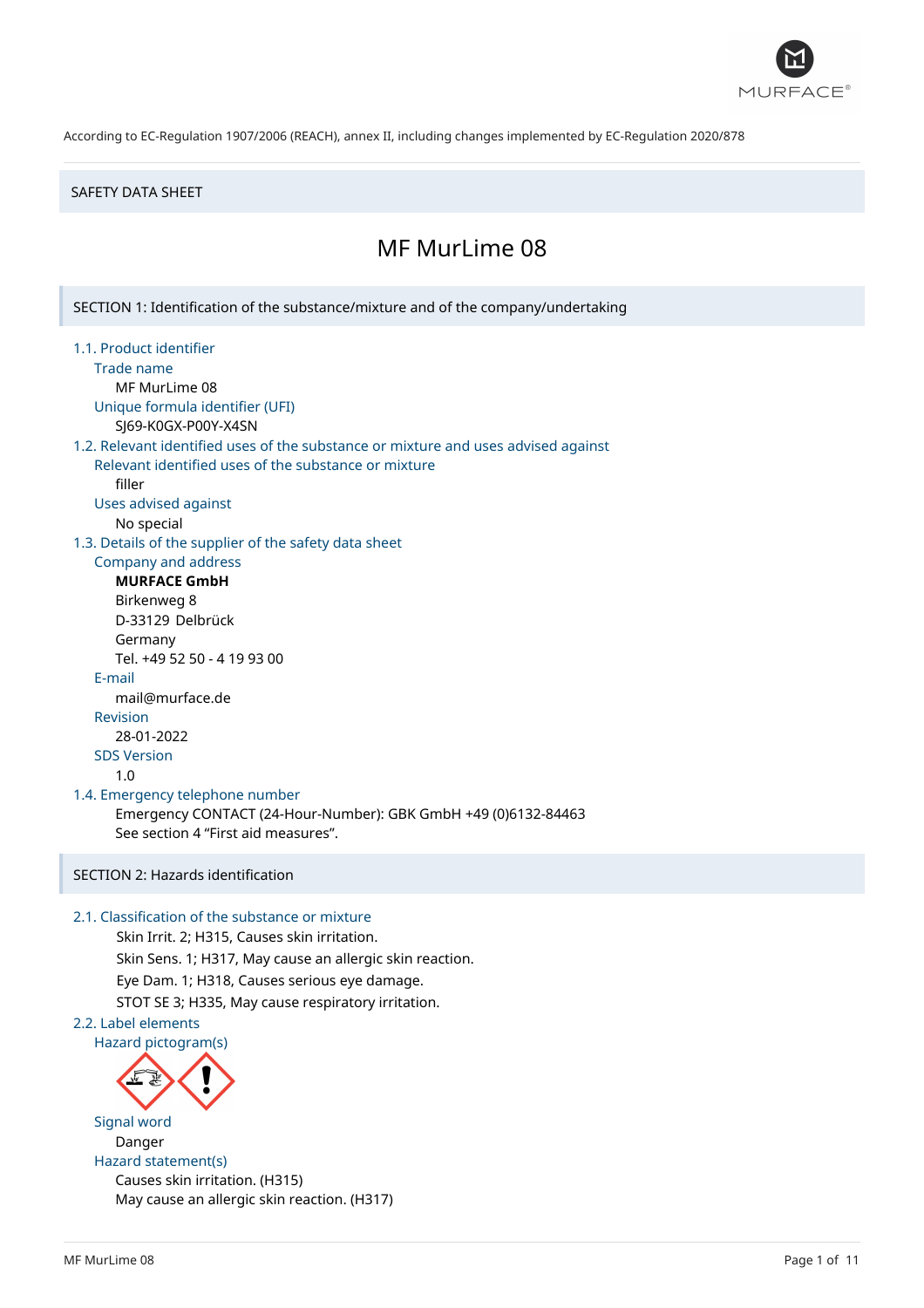According to EC-Regulation 1907/2006 (REACH), annex II, including changes implemented by EC-Regulation 2020/878

SAFETY DATA SHEET

# MF MurLime 08

## SECTION 1: Identification of the substance/mixture and of the company/undertaking

### 1.1. Product identifier

Trade name

MF MurLime 08

Unique formula identifier (UFI)

SJ69-K0GX-P00Y-X4SN

### 1.2. Relevant identified uses of the substance or mixture and uses advised against

Relevant identified uses of the substance or mixture

filler

Uses advised against

No special

### 1.3. Details of the supplier of the safety data sheet

Company and address

**MURFACE GmbH**
Birkenweg 8
D-33129 Delbrück
Germany
Tel. +49 52 50 - 4 19 93 00

E-mail

mail@murface.de

Revision

28-01-2022

SDS Version

1.0

### 1.4. Emergency telephone number

Emergency CONTACT (24-Hour-Number): GBK GmbH +49 (0)6132-84463
See section 4 "First aid measures".

## SECTION 2: Hazards identification

### 2.1. Classification of the substance or mixture

Skin Irrit. 2; H315, Causes skin irritation.
Skin Sens. 1; H317, May cause an allergic skin reaction.
Eye Dam. 1; H318, Causes serious eye damage.
STOT SE 3; H335, May cause respiratory irritation.

### 2.2. Label elements

Hazard pictogram(s)

Signal word

Danger

Hazard statement(s)

Causes skin irritation. (H315)
May cause an allergic skin reaction. (H317)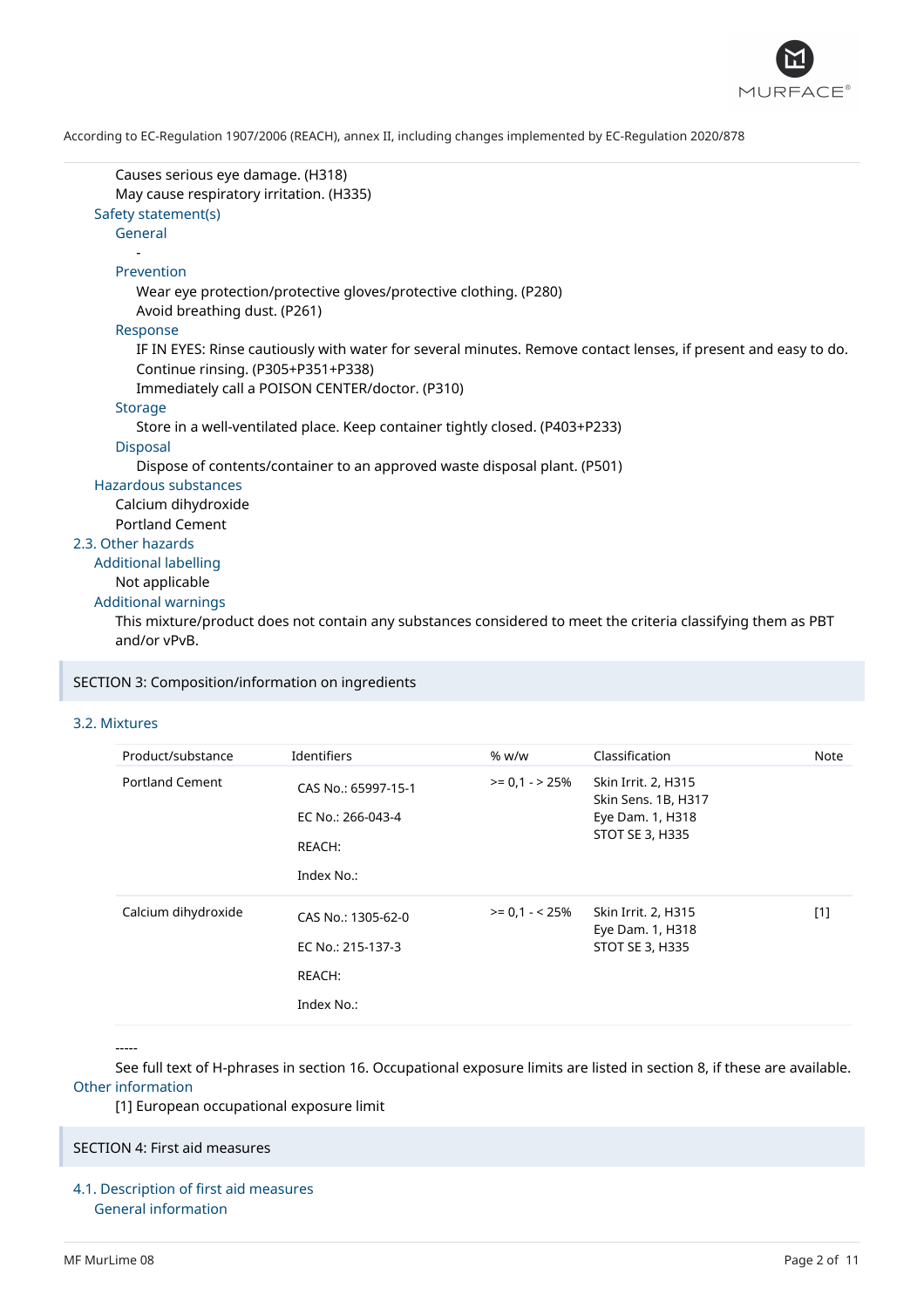Causes serious eye damage. (H318)
May cause respiratory irritation. (H335)

### Safety statement(s)

#### General

-

#### Prevention

Wear eye protection/protective gloves/protective clothing. (P280)
Avoid breathing dust. (P261)

#### Response

IF IN EYES: Rinse cautiously with water for several minutes. Remove contact lenses, if present and easy to do. Continue rinsing. (P305+P351+P338)
Immediately call a POISON CENTER/doctor. (P310)

#### Storage

Store in a well-ventilated place. Keep container tightly closed. (P403+P233)

#### Disposal

Dispose of contents/container to an approved waste disposal plant. (P501)

### Hazardous substances

Calcium dihydroxide
Portland Cement

## 2.3. Other hazards

### Additional labelling

Not applicable

### Additional warnings

This mixture/product does not contain any substances considered to meet the criteria classifying them as PBT and/or vPvB.

# SECTION 3: Composition/information on ingredients

## 3.2. Mixtures

| Product/substance | Identifiers | % w/w | Classification | Note |
|---|---|---|---|---|
| Portland Cement | CAS No.: 65997-15-1<br>EC No.: 266-043-4<br>REACH:<br>Index No.: | >= 0,1 - > 25% | Skin Irrit. 2, H315<br>Skin Sens. 1B, H317<br>Eye Dam. 1, H318<br>STOT SE 3, H335 | |
| Calcium dihydroxide | CAS No.: 1305-62-0<br>EC No.: 215-137-3<br>REACH:<br>Index No.: | >= 0,1 - < 25% | Skin Irrit. 2, H315<br>Eye Dam. 1, H318<br>STOT SE 3, H335 | [1] |

-----

See full text of H-phrases in section 16. Occupational exposure limits are listed in section 8, if these are available.

## Other information

[1] European occupational exposure limit

# SECTION 4: First aid measures

## 4.1. Description of first aid measures

### General information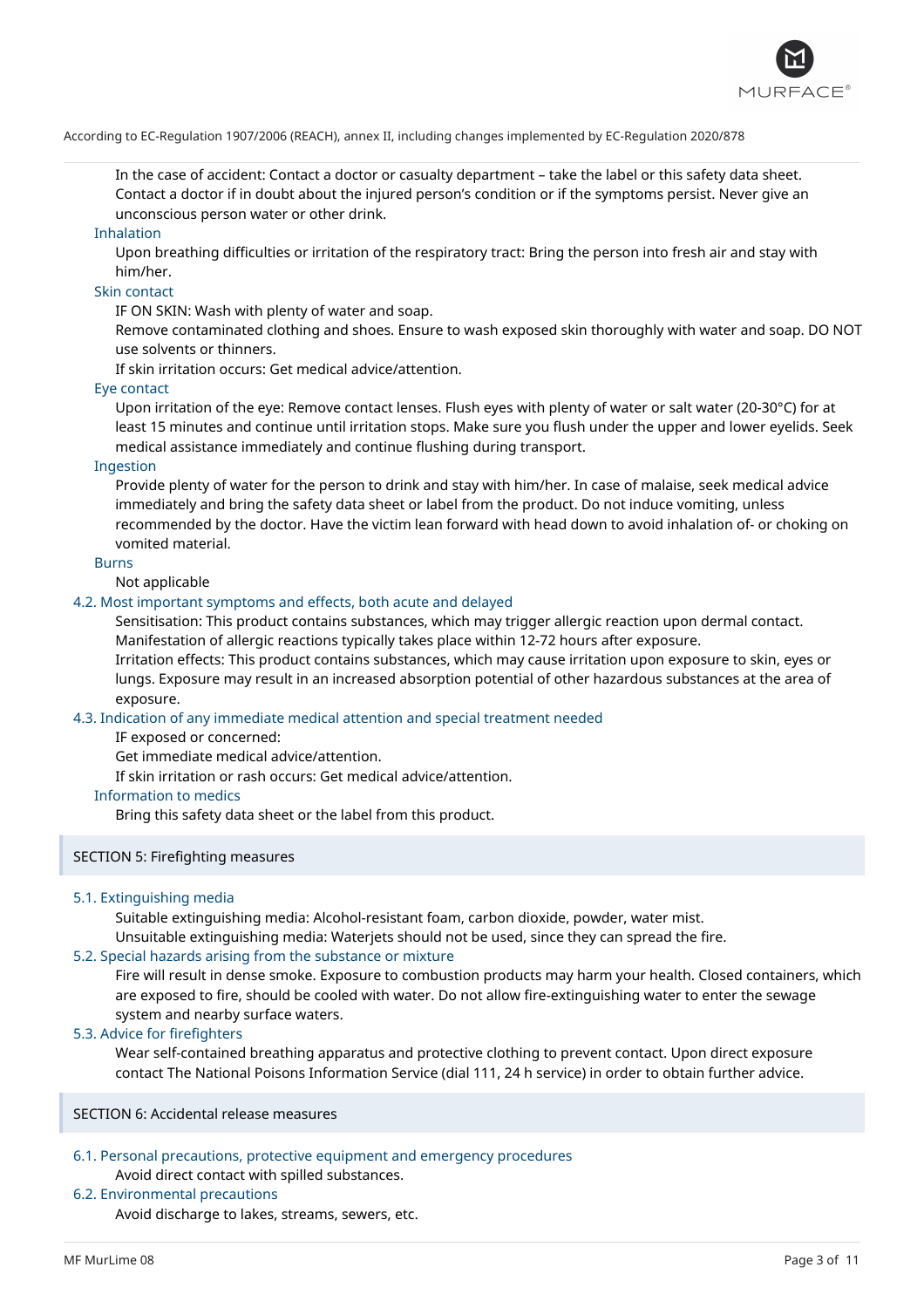In the case of accident: Contact a doctor or casualty department – take the label or this safety data sheet. Contact a doctor if in doubt about the injured person's condition or if the symptoms persist. Never give an unconscious person water or other drink.

#### Inhalation

Upon breathing difficulties or irritation of the respiratory tract: Bring the person into fresh air and stay with him/her.

#### Skin contact

IF ON SKIN: Wash with plenty of water and soap.

Remove contaminated clothing and shoes. Ensure to wash exposed skin thoroughly with water and soap. DO NOT use solvents or thinners.

If skin irritation occurs: Get medical advice/attention.

#### Eye contact

Upon irritation of the eye: Remove contact lenses. Flush eyes with plenty of water or salt water (20-30°C) for at least 15 minutes and continue until irritation stops. Make sure you flush under the upper and lower eyelids. Seek medical assistance immediately and continue flushing during transport.

#### Ingestion

Provide plenty of water for the person to drink and stay with him/her. In case of malaise, seek medical advice immediately and bring the safety data sheet or label from the product. Do not induce vomiting, unless recommended by the doctor. Have the victim lean forward with head down to avoid inhalation of- or choking on vomited material.

#### Burns

Not applicable

### 4.2. Most important symptoms and effects, both acute and delayed

Sensitisation: This product contains substances, which may trigger allergic reaction upon dermal contact. Manifestation of allergic reactions typically takes place within 12-72 hours after exposure.

Irritation effects: This product contains substances, which may cause irritation upon exposure to skin, eyes or lungs. Exposure may result in an increased absorption potential of other hazardous substances at the area of exposure.

### 4.3. Indication of any immediate medical attention and special treatment needed

IF exposed or concerned:

Get immediate medical advice/attention.

If skin irritation or rash occurs: Get medical advice/attention.

#### Information to medics

Bring this safety data sheet or the label from this product.

## SECTION 5: Firefighting measures

### 5.1. Extinguishing media

Suitable extinguishing media: Alcohol-resistant foam, carbon dioxide, powder, water mist.

Unsuitable extinguishing media: Waterjets should not be used, since they can spread the fire.

### 5.2. Special hazards arising from the substance or mixture

Fire will result in dense smoke. Exposure to combustion products may harm your health. Closed containers, which are exposed to fire, should be cooled with water. Do not allow fire-extinguishing water to enter the sewage system and nearby surface waters.

### 5.3. Advice for firefighters

Wear self-contained breathing apparatus and protective clothing to prevent contact. Upon direct exposure contact The National Poisons Information Service (dial 111, 24 h service) in order to obtain further advice.

## SECTION 6: Accidental release measures

### 6.1. Personal precautions, protective equipment and emergency procedures

Avoid direct contact with spilled substances.

### 6.2. Environmental precautions

Avoid discharge to lakes, streams, sewers, etc.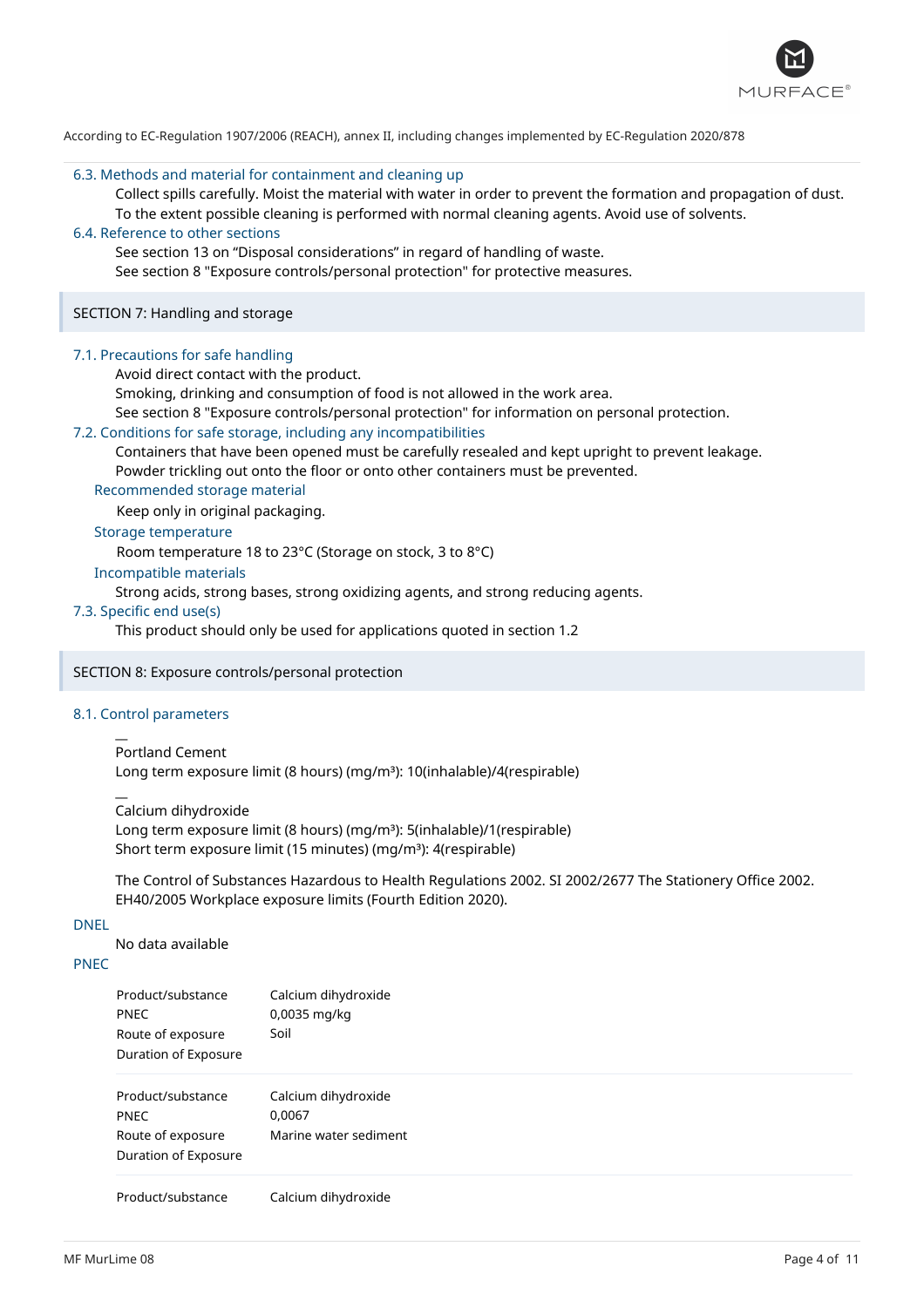According to EC-Regulation 1907/2006 (REACH), annex II, including changes implemented by EC-Regulation 2020/878

### 6.3. Methods and material for containment and cleaning up

Collect spills carefully. Moist the material with water in order to prevent the formation and propagation of dust. To the extent possible cleaning is performed with normal cleaning agents. Avoid use of solvents.

### 6.4. Reference to other sections

See section 13 on “Disposal considerations” in regard of handling of waste.
See section 8 "Exposure controls/personal protection" for protective measures.

## SECTION 7: Handling and storage

### 7.1. Precautions for safe handling

Avoid direct contact with the product.
Smoking, drinking and consumption of food is not allowed in the work area.
See section 8 "Exposure controls/personal protection" for information on personal protection.

### 7.2. Conditions for safe storage, including any incompatibilities

Containers that have been opened must be carefully resealed and kept upright to prevent leakage.
Powder trickling out onto the floor or onto other containers must be prevented.

#### Recommended storage material

Keep only in original packaging.

#### Storage temperature

Room temperature 18 to 23°C (Storage on stock, 3 to 8°C)

#### Incompatible materials

Strong acids, strong bases, strong oxidizing agents, and strong reducing agents.

### 7.3. Specific end use(s)

This product should only be used for applications quoted in section 1.2

## SECTION 8: Exposure controls/personal protection

### 8.1. Control parameters

—
Portland Cement
Long term exposure limit (8 hours) (mg/m³): 10(inhalable)/4(respirable)

—
Calcium dihydroxide
Long term exposure limit (8 hours) (mg/m³): 5(inhalable)/1(respirable)
Short term exposure limit (15 minutes) (mg/m³): 4(respirable)

The Control of Substances Hazardous to Health Regulations 2002. SI 2002/2677 The Stationery Office 2002. EH40/2005 Workplace exposure limits (Fourth Edition 2020).

#### DNEL

No data available

#### PNEC

| | |
|---|---|
| Product/substance | Calcium dihydroxide |
| PNEC | 0,0035 mg/kg |
| Route of exposure | Soil |
| Duration of Exposure | |

| | |
|---|---|
| Product/substance | Calcium dihydroxide |
| PNEC | 0,0067 |
| Route of exposure | Marine water sediment |
| Duration of Exposure | |

| | |
|---|---|
| Product/substance | Calcium dihydroxide |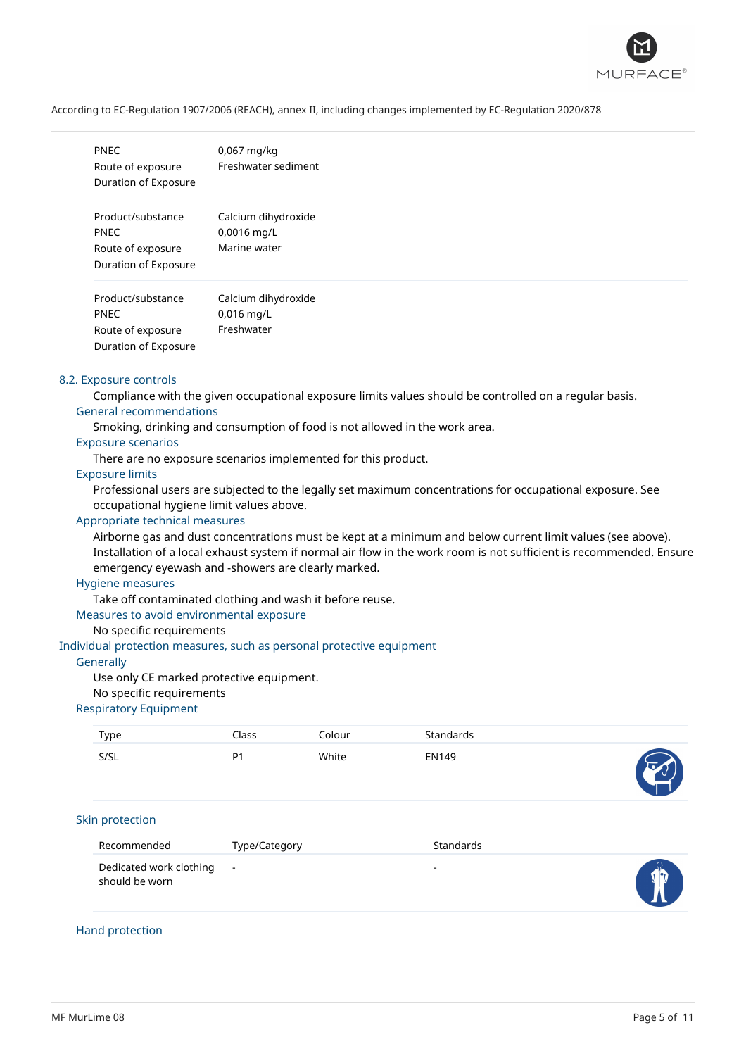| | |
|---|---|
| PNEC | 0,067 mg/kg |
| Route of exposure | Freshwater sediment |
| Duration of Exposure | |

| | |
|---|---|
| Product/substance | Calcium dihydroxide |
| PNEC | 0,0016 mg/L |
| Route of exposure | Marine water |
| Duration of Exposure | |

| | |
|---|---|
| Product/substance | Calcium dihydroxide |
| PNEC | 0,016 mg/L |
| Route of exposure | Freshwater |
| Duration of Exposure | |

## 8.2. Exposure controls

Compliance with the given occupational exposure limits values should be controlled on a regular basis.

### General recommendations

Smoking, drinking and consumption of food is not allowed in the work area.

### Exposure scenarios

There are no exposure scenarios implemented for this product.

### Exposure limits

Professional users are subjected to the legally set maximum concentrations for occupational exposure. See occupational hygiene limit values above.

### Appropriate technical measures

Airborne gas and dust concentrations must be kept at a minimum and below current limit values (see above). Installation of a local exhaust system if normal air flow in the work room is not sufficient is recommended. Ensure emergency eyewash and -showers are clearly marked.

### Hygiene measures

Take off contaminated clothing and wash it before reuse.

### Measures to avoid environmental exposure

No specific requirements

## Individual protection measures, such as personal protective equipment

### Generally

Use only CE marked protective equipment.

No specific requirements

### Respiratory Equipment

| Type | Class | Colour | Standards |
|---|---|---|---|
| S/SL | P1 | White | EN149 |

### Skin protection

| Recommended | Type/Category | Standards |
|---|---|---|
| Dedicated work clothing should be worn | - | - |

### Hand protection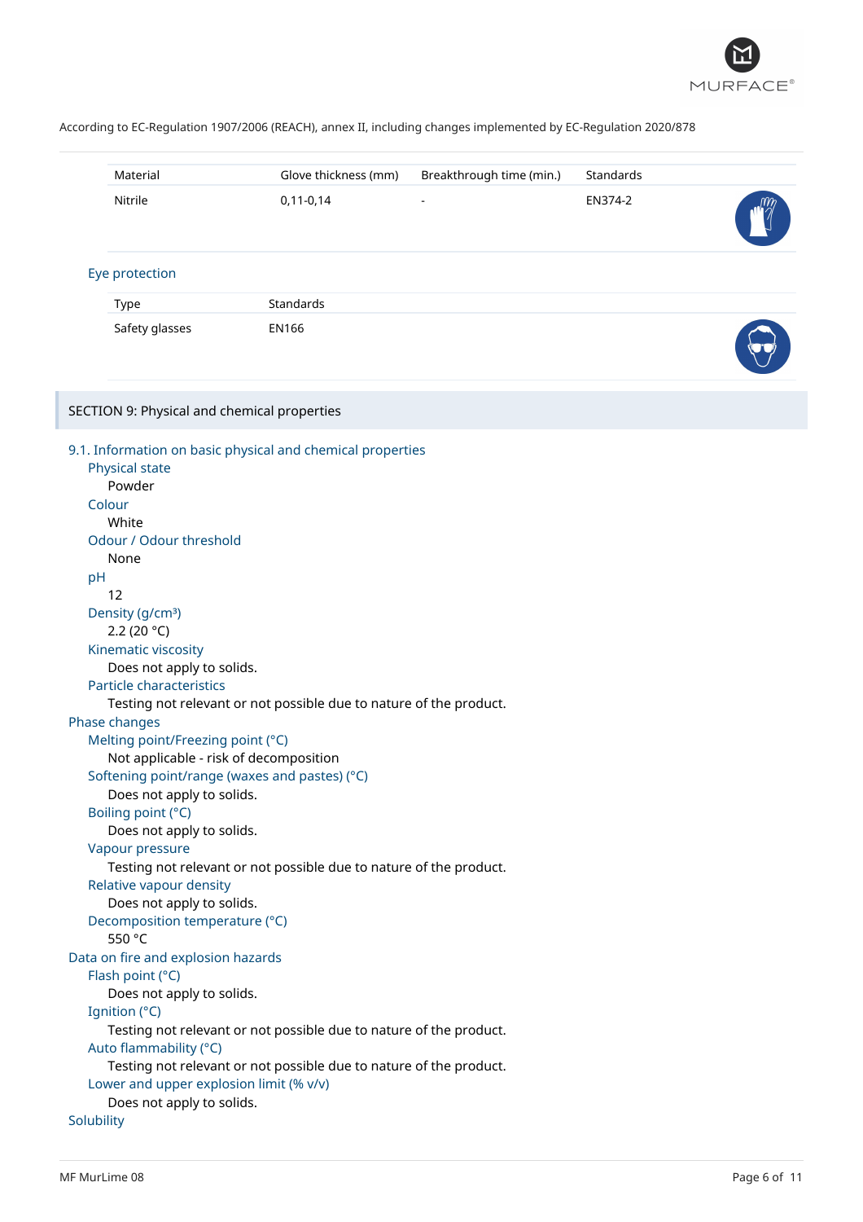According to EC-Regulation 1907/2006 (REACH), annex II, including changes implemented by EC-Regulation 2020/878

| Material | Glove thickness (mm) | Breakthrough time (min.) | Standards |
|---|---|---|---|
| Nitrile | 0,11-0,14 | - | EN374-2 |

### Eye protection

| Type | Standards |
|---|---|
| Safety glasses | EN166 |

## SECTION 9: Physical and chemical properties

### 9.1. Information on basic physical and chemical properties

**Physical state**
Powder

**Colour**
White

**Odour / Odour threshold**
None

**pH**
12

**Density (g/cm³)**
2.2 (20 °C)

**Kinematic viscosity**
Does not apply to solids.

**Particle characteristics**
Testing not relevant or not possible due to nature of the product.

### Phase changes

**Melting point/Freezing point (°C)**
Not applicable - risk of decomposition

**Softening point/range (waxes and pastes) (°C)**
Does not apply to solids.

**Boiling point (°C)**
Does not apply to solids.

**Vapour pressure**
Testing not relevant or not possible due to nature of the product.

**Relative vapour density**
Does not apply to solids.

**Decomposition temperature (°C)**
550 °C

### Data on fire and explosion hazards

**Flash point (°C)**
Does not apply to solids.

**Ignition (°C)**
Testing not relevant or not possible due to nature of the product.

**Auto flammability (°C)**
Testing not relevant or not possible due to nature of the product.

**Lower and upper explosion limit (% v/v)**
Does not apply to solids.

### Solubility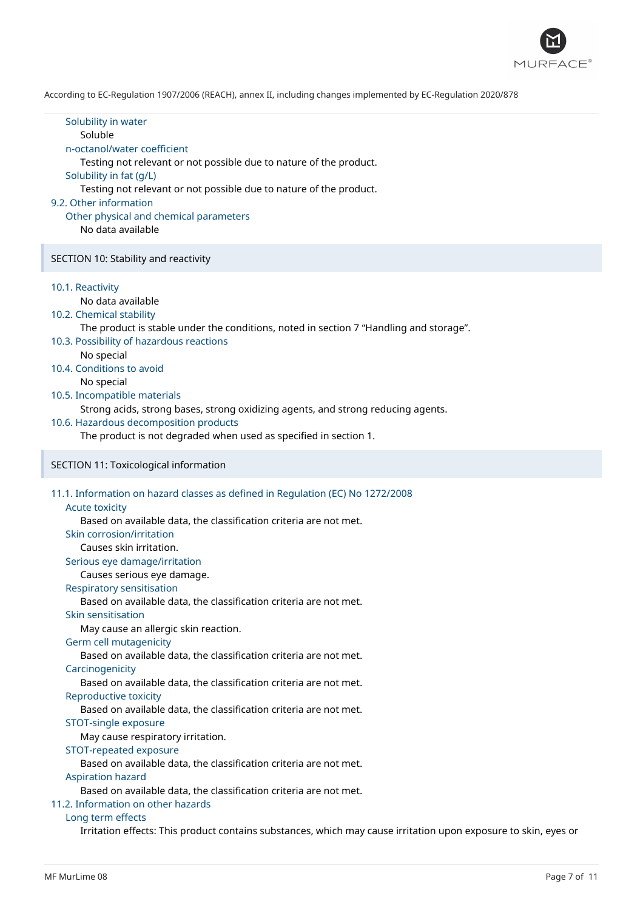#### Solubility in water

Soluble

#### n-octanol/water coefficient

Testing not relevant or not possible due to nature of the product.

#### Solubility in fat (g/L)

Testing not relevant or not possible due to nature of the product.

### 9.2. Other information

#### Other physical and chemical parameters

No data available

## SECTION 10: Stability and reactivity

### 10.1. Reactivity

No data available

### 10.2. Chemical stability

The product is stable under the conditions, noted in section 7 “Handling and storage”.

### 10.3. Possibility of hazardous reactions

No special

### 10.4. Conditions to avoid

No special

### 10.5. Incompatible materials

Strong acids, strong bases, strong oxidizing agents, and strong reducing agents.

### 10.6. Hazardous decomposition products

The product is not degraded when used as specified in section 1.

## SECTION 11: Toxicological information

### 11.1. Information on hazard classes as defined in Regulation (EC) No 1272/2008

#### Acute toxicity

Based on available data, the classification criteria are not met.

#### Skin corrosion/irritation

Causes skin irritation.

#### Serious eye damage/irritation

Causes serious eye damage.

#### Respiratory sensitisation

Based on available data, the classification criteria are not met.

#### Skin sensitisation

May cause an allergic skin reaction.

#### Germ cell mutagenicity

Based on available data, the classification criteria are not met.

#### Carcinogenicity

Based on available data, the classification criteria are not met.

#### Reproductive toxicity

Based on available data, the classification criteria are not met.

#### STOT-single exposure

May cause respiratory irritation.

#### STOT-repeated exposure

Based on available data, the classification criteria are not met.

#### Aspiration hazard

Based on available data, the classification criteria are not met.

### 11.2. Information on other hazards

#### Long term effects

Irritation effects: This product contains substances, which may cause irritation upon exposure to skin, eyes or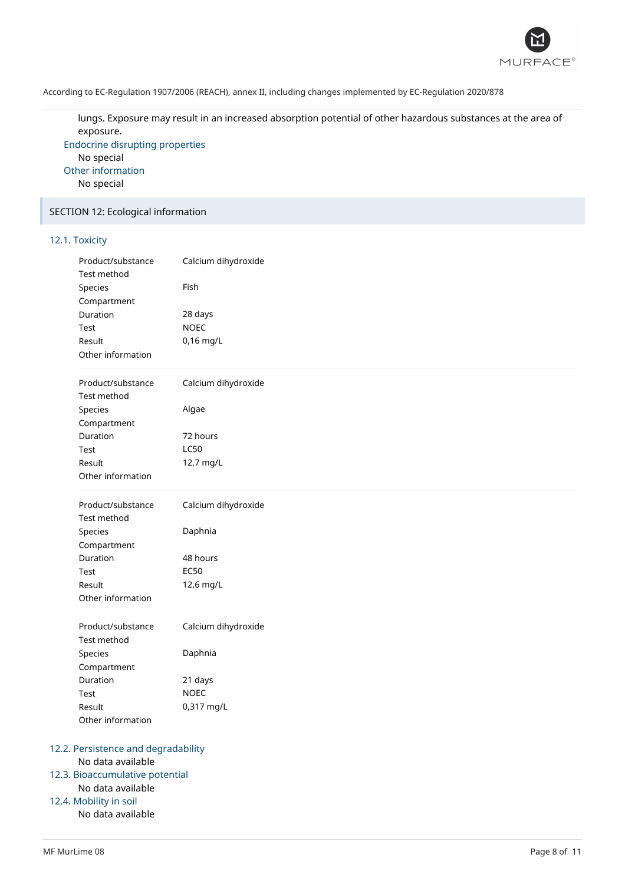lungs. Exposure may result in an increased absorption potential of other hazardous substances at the area of exposure.

### Endocrine disrupting properties

No special

### Other information

No special

## SECTION 12: Ecological information

### 12.1. Toxicity

| | |
|---|---|
| Product/substance | Calcium dihydroxide |
| Test method | |
| Species | Fish |
| Compartment | |
| Duration | 28 days |
| Test | NOEC |
| Result | 0,16 mg/L |
| Other information | |

| | |
|---|---|
| Product/substance | Calcium dihydroxide |
| Test method | |
| Species | Algae |
| Compartment | |
| Duration | 72 hours |
| Test | LC50 |
| Result | 12,7 mg/L |
| Other information | |

| | |
|---|---|
| Product/substance | Calcium dihydroxide |
| Test method | |
| Species | Daphnia |
| Compartment | |
| Duration | 48 hours |
| Test | EC50 |
| Result | 12,6 mg/L |
| Other information | |

| | |
|---|---|
| Product/substance | Calcium dihydroxide |
| Test method | |
| Species | Daphnia |
| Compartment | |
| Duration | 21 days |
| Test | NOEC |
| Result | 0,317 mg/L |
| Other information | |

### 12.2. Persistence and degradability

No data available

### 12.3. Bioaccumulative potential

No data available

### 12.4. Mobility in soil

No data available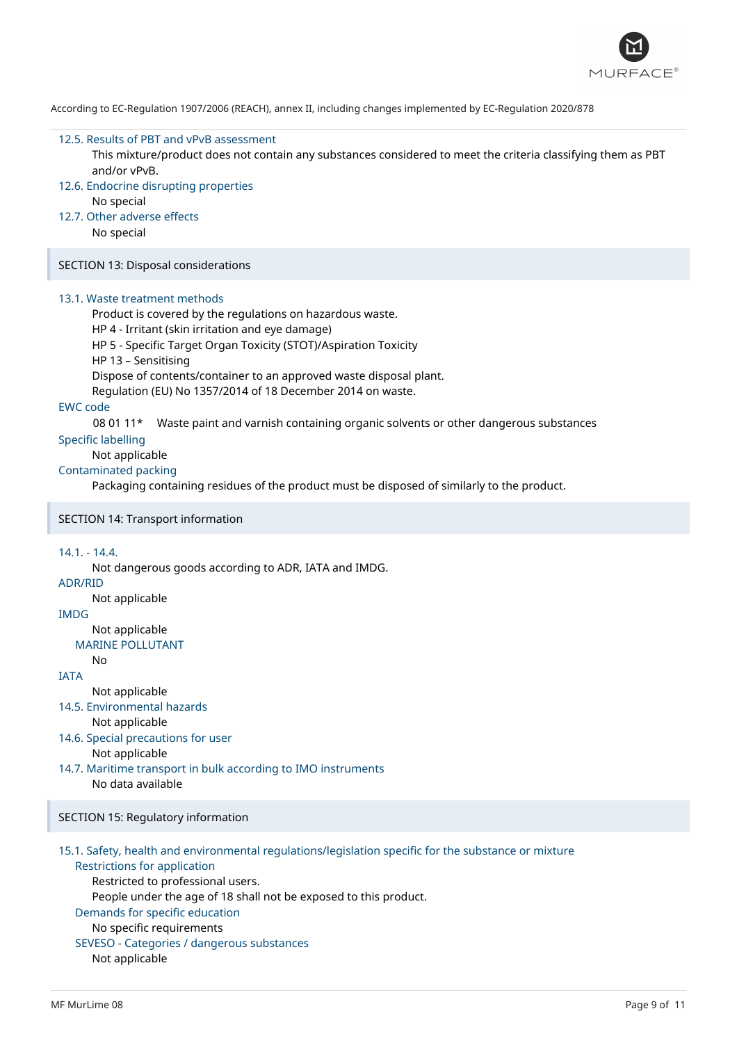### 12.5. Results of PBT and vPvB assessment

This mixture/product does not contain any substances considered to meet the criteria classifying them as PBT and/or vPvB.

### 12.6. Endocrine disrupting properties

No special

### 12.7. Other adverse effects

No special

## SECTION 13: Disposal considerations

### 13.1. Waste treatment methods

Product is covered by the regulations on hazardous waste.
HP 4 - Irritant (skin irritation and eye damage)
HP 5 - Specific Target Organ Toxicity (STOT)/Aspiration Toxicity
HP 13 – Sensitising
Dispose of contents/container to an approved waste disposal plant.
Regulation (EU) No 1357/2014 of 18 December 2014 on waste.

**EWC code**

08 01 11* Waste paint and varnish containing organic solvents or other dangerous substances

**Specific labelling**

Not applicable

**Contaminated packing**

Packaging containing residues of the product must be disposed of similarly to the product.

## SECTION 14: Transport information

### 14.1. - 14.4.

Not dangerous goods according to ADR, IATA and IMDG.

**ADR/RID**

Not applicable

**IMDG**

Not applicable

**MARINE POLLUTANT**

No

**IATA**

Not applicable

### 14.5. Environmental hazards

Not applicable

### 14.6. Special precautions for user

Not applicable

### 14.7. Maritime transport in bulk according to IMO instruments

No data available

## SECTION 15: Regulatory information

### 15.1. Safety, health and environmental regulations/legislation specific for the substance or mixture

**Restrictions for application**

Restricted to professional users.
People under the age of 18 shall not be exposed to this product.

**Demands for specific education**

No specific requirements

**SEVESO - Categories / dangerous substances**

Not applicable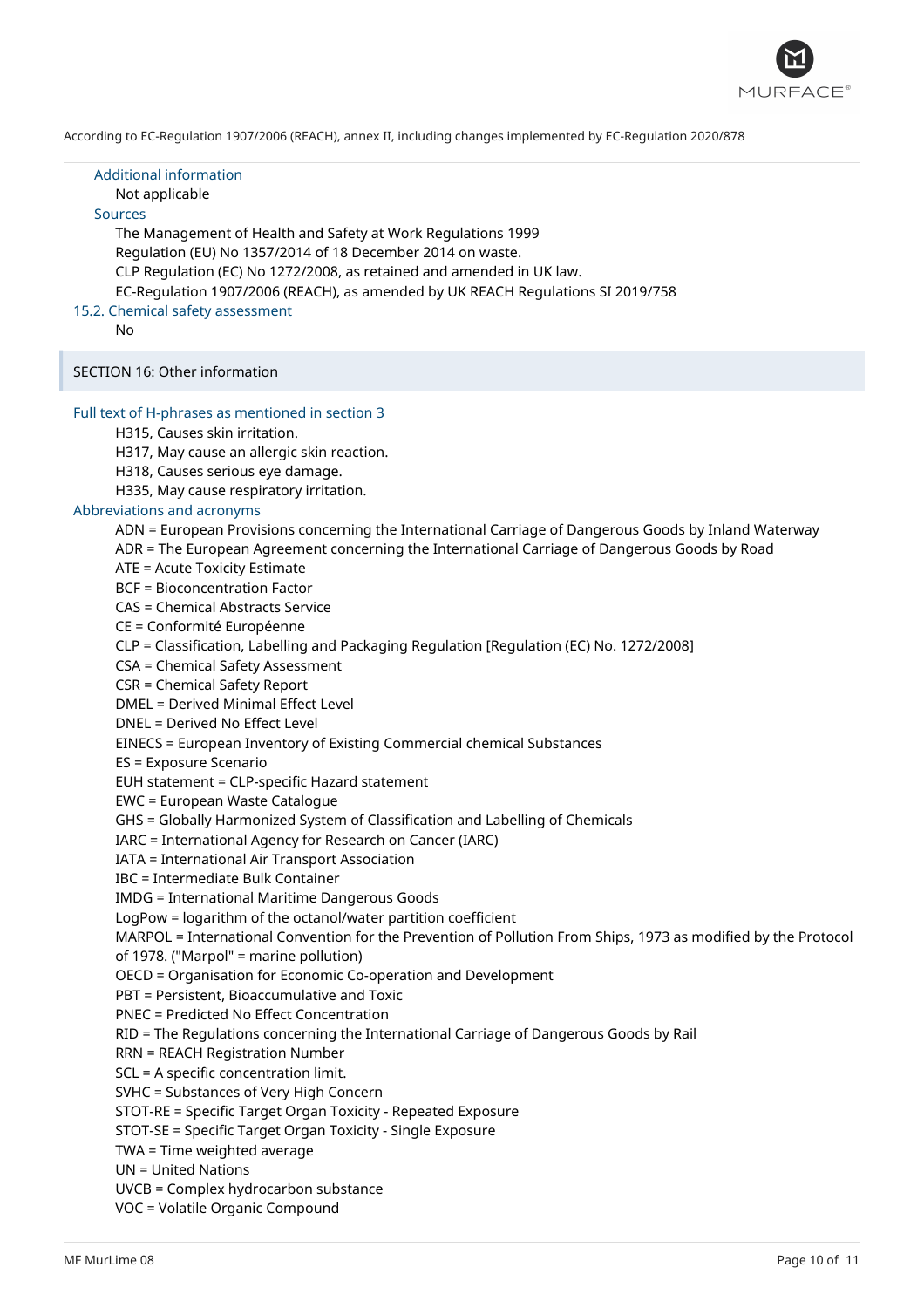According to EC-Regulation 1907/2006 (REACH), annex II, including changes implemented by EC-Regulation 2020/878

### Additional information

Not applicable

### Sources

The Management of Health and Safety at Work Regulations 1999
Regulation (EU) No 1357/2014 of 18 December 2014 on waste.
CLP Regulation (EC) No 1272/2008, as retained and amended in UK law.
EC-Regulation 1907/2006 (REACH), as amended by UK REACH Regulations SI 2019/758

### 15.2. Chemical safety assessment

No

## SECTION 16: Other information

### Full text of H-phrases as mentioned in section 3

H315, Causes skin irritation.
H317, May cause an allergic skin reaction.
H318, Causes serious eye damage.
H335, May cause respiratory irritation.

### Abbreviations and acronyms

ADN = European Provisions concerning the International Carriage of Dangerous Goods by Inland Waterway
ADR = The European Agreement concerning the International Carriage of Dangerous Goods by Road
ATE = Acute Toxicity Estimate
BCF = Bioconcentration Factor
CAS = Chemical Abstracts Service
CE = Conformité Européenne
CLP = Classification, Labelling and Packaging Regulation [Regulation (EC) No. 1272/2008]
CSA = Chemical Safety Assessment
CSR = Chemical Safety Report
DMEL = Derived Minimal Effect Level
DNEL = Derived No Effect Level
EINECS = European Inventory of Existing Commercial chemical Substances
ES = Exposure Scenario
EUH statement = CLP-specific Hazard statement
EWC = European Waste Catalogue
GHS = Globally Harmonized System of Classification and Labelling of Chemicals
IARC = International Agency for Research on Cancer (IARC)
IATA = International Air Transport Association
IBC = Intermediate Bulk Container
IMDG = International Maritime Dangerous Goods
LogPow = logarithm of the octanol/water partition coefficient
MARPOL = International Convention for the Prevention of Pollution From Ships, 1973 as modified by the Protocol of 1978. ("Marpol" = marine pollution)
OECD = Organisation for Economic Co-operation and Development
PBT = Persistent, Bioaccumulative and Toxic
PNEC = Predicted No Effect Concentration
RID = The Regulations concerning the International Carriage of Dangerous Goods by Rail
RRN = REACH Registration Number
SCL = A specific concentration limit.
SVHC = Substances of Very High Concern
STOT-RE = Specific Target Organ Toxicity - Repeated Exposure
STOT-SE = Specific Target Organ Toxicity - Single Exposure
TWA = Time weighted average
UN = United Nations
UVCB = Complex hydrocarbon substance
VOC = Volatile Organic Compound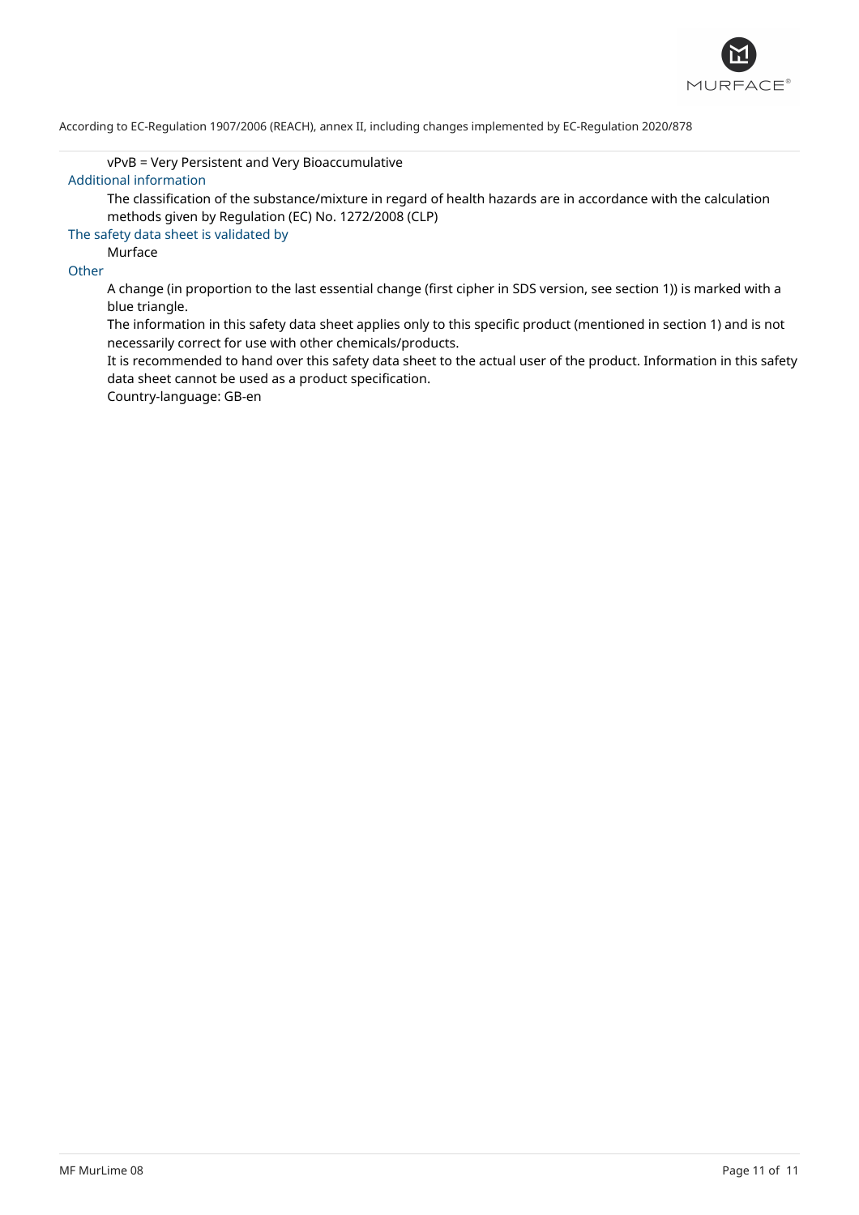vPvB = Very Persistent and Very Bioaccumulative

### Additional information

The classification of the substance/mixture in regard of health hazards are in accordance with the calculation methods given by Regulation (EC) No. 1272/2008 (CLP)

### The safety data sheet is validated by

Murface

### Other

A change (in proportion to the last essential change (first cipher in SDS version, see section 1)) is marked with a blue triangle.

The information in this safety data sheet applies only to this specific product (mentioned in section 1) and is not necessarily correct for use with other chemicals/products.

It is recommended to hand over this safety data sheet to the actual user of the product. Information in this safety data sheet cannot be used as a product specification.

Country-language: GB-en